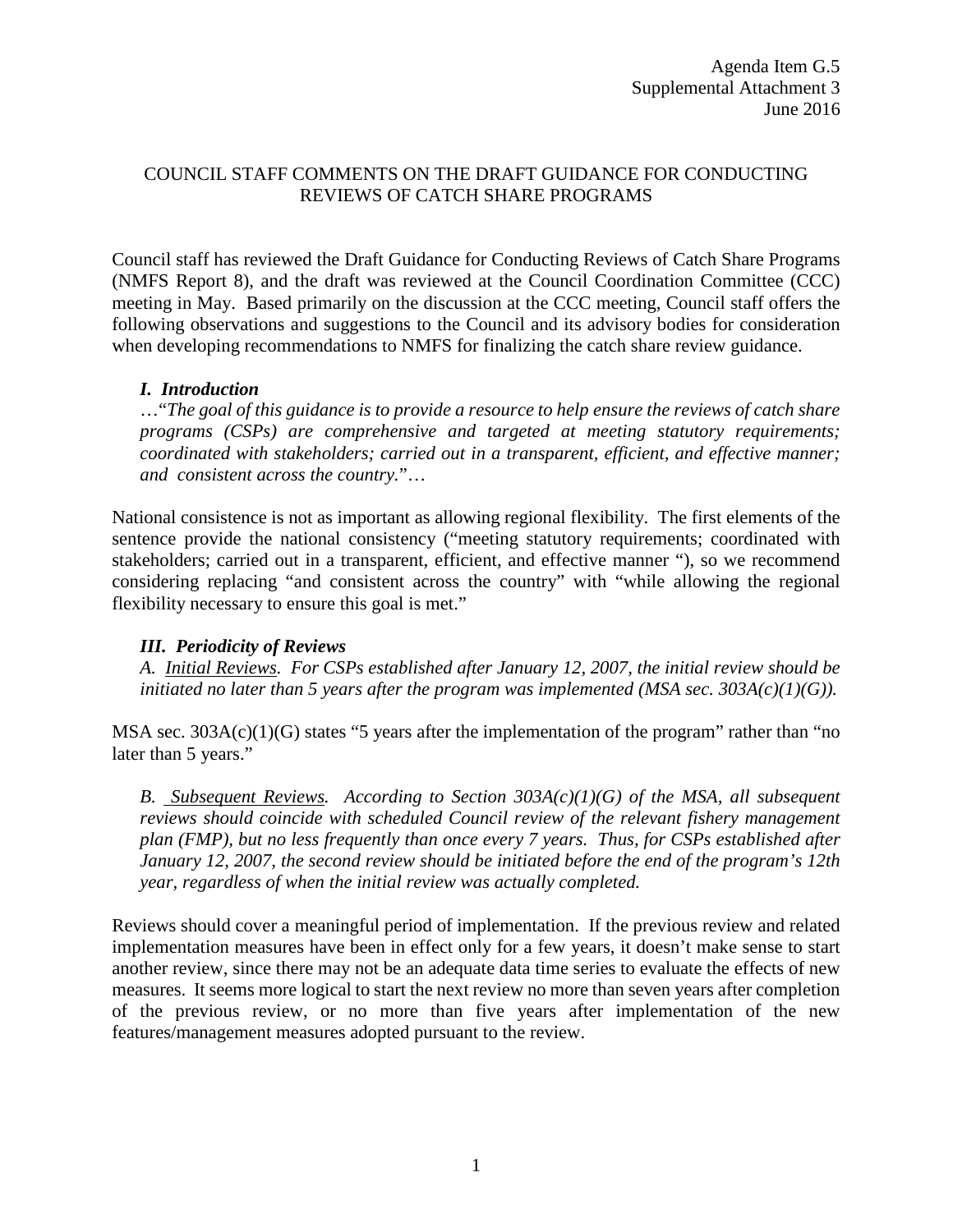Agenda Item G.5
Supplemental Attachment 3
June 2016

# COUNCIL STAFF COMMENTS ON THE DRAFT GUIDANCE FOR CONDUCTING REVIEWS OF CATCH SHARE PROGRAMS

Council staff has reviewed the Draft Guidance for Conducting Reviews of Catch Share Programs (NMFS Report 8), and the draft was reviewed at the Council Coordination Committee (CCC) meeting in May. Based primarily on the discussion at the CCC meeting, Council staff offers the following observations and suggestions to the Council and its advisory bodies for consideration when developing recommendations to NMFS for finalizing the catch share review guidance.

### *I. Introduction*

…"*The goal of this guidance is to provide a resource to help ensure the reviews of catch share programs (CSPs) are comprehensive and targeted at meeting statutory requirements; coordinated with stakeholders; carried out in a transparent, efficient, and effective manner; and consistent across the country.*"…

National consistence is not as important as allowing regional flexibility. The first elements of the sentence provide the national consistency ("meeting statutory requirements; coordinated with stakeholders; carried out in a transparent, efficient, and effective manner "), so we recommend considering replacing "and consistent across the country" with "while allowing the regional flexibility necessary to ensure this goal is met."

### *III. Periodicity of Reviews*

*A. Initial Reviews. For CSPs established after January 12, 2007, the initial review should be initiated no later than 5 years after the program was implemented (MSA sec. 303A(c)(1)(G)).*

MSA sec. 303A(c)(1)(G) states "5 years after the implementation of the program" rather than "no later than 5 years."

*B. Subsequent Reviews. According to Section 303A(c)(1)(G) of the MSA, all subsequent reviews should coincide with scheduled Council review of the relevant fishery management plan (FMP), but no less frequently than once every 7 years. Thus, for CSPs established after January 12, 2007, the second review should be initiated before the end of the program's 12th year, regardless of when the initial review was actually completed.*

Reviews should cover a meaningful period of implementation. If the previous review and related implementation measures have been in effect only for a few years, it doesn't make sense to start another review, since there may not be an adequate data time series to evaluate the effects of new measures. It seems more logical to start the next review no more than seven years after completion of the previous review, or no more than five years after implementation of the new features/management measures adopted pursuant to the review.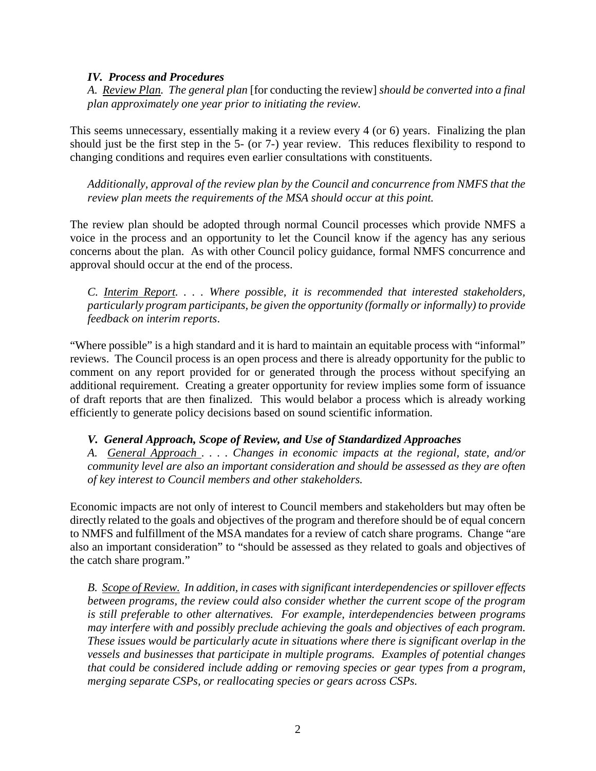### *IV. Process and Procedures*

*A. Review Plan. The general plan* [for conducting the review] *should be converted into a final plan approximately one year prior to initiating the review.*

This seems unnecessary, essentially making it a review every 4 (or 6) years. Finalizing the plan should just be the first step in the 5- (or 7-) year review. This reduces flexibility to respond to changing conditions and requires even earlier consultations with constituents.

> *Additionally, approval of the review plan by the Council and concurrence from NMFS that the review plan meets the requirements of the MSA should occur at this point.*

The review plan should be adopted through normal Council processes which provide NMFS a voice in the process and an opportunity to let the Council know if the agency has any serious concerns about the plan. As with other Council policy guidance, formal NMFS concurrence and approval should occur at the end of the process.

> *C. Interim Report. . . . Where possible, it is recommended that interested stakeholders, particularly program participants, be given the opportunity (formally or informally) to provide feedback on interim reports.*

"Where possible" is a high standard and it is hard to maintain an equitable process with "informal" reviews. The Council process is an open process and there is already opportunity for the public to comment on any report provided for or generated through the process without specifying an additional requirement. Creating a greater opportunity for review implies some form of issuance of draft reports that are then finalized. This would belabor a process which is already working efficiently to generate policy decisions based on sound scientific information.

### *V. General Approach, Scope of Review, and Use of Standardized Approaches*

*A. General Approach . . . . Changes in economic impacts at the regional, state, and/or community level are also an important consideration and should be assessed as they are often of key interest to Council members and other stakeholders.*

Economic impacts are not only of interest to Council members and stakeholders but may often be directly related to the goals and objectives of the program and therefore should be of equal concern to NMFS and fulfillment of the MSA mandates for a review of catch share programs. Change "are also an important consideration" to "should be assessed as they related to goals and objectives of the catch share program."

> *B. Scope of Review. In addition, in cases with significant interdependencies or spillover effects between programs, the review could also consider whether the current scope of the program is still preferable to other alternatives. For example, interdependencies between programs may interfere with and possibly preclude achieving the goals and objectives of each program. These issues would be particularly acute in situations where there is significant overlap in the vessels and businesses that participate in multiple programs. Examples of potential changes that could be considered include adding or removing species or gear types from a program, merging separate CSPs, or reallocating species or gears across CSPs.*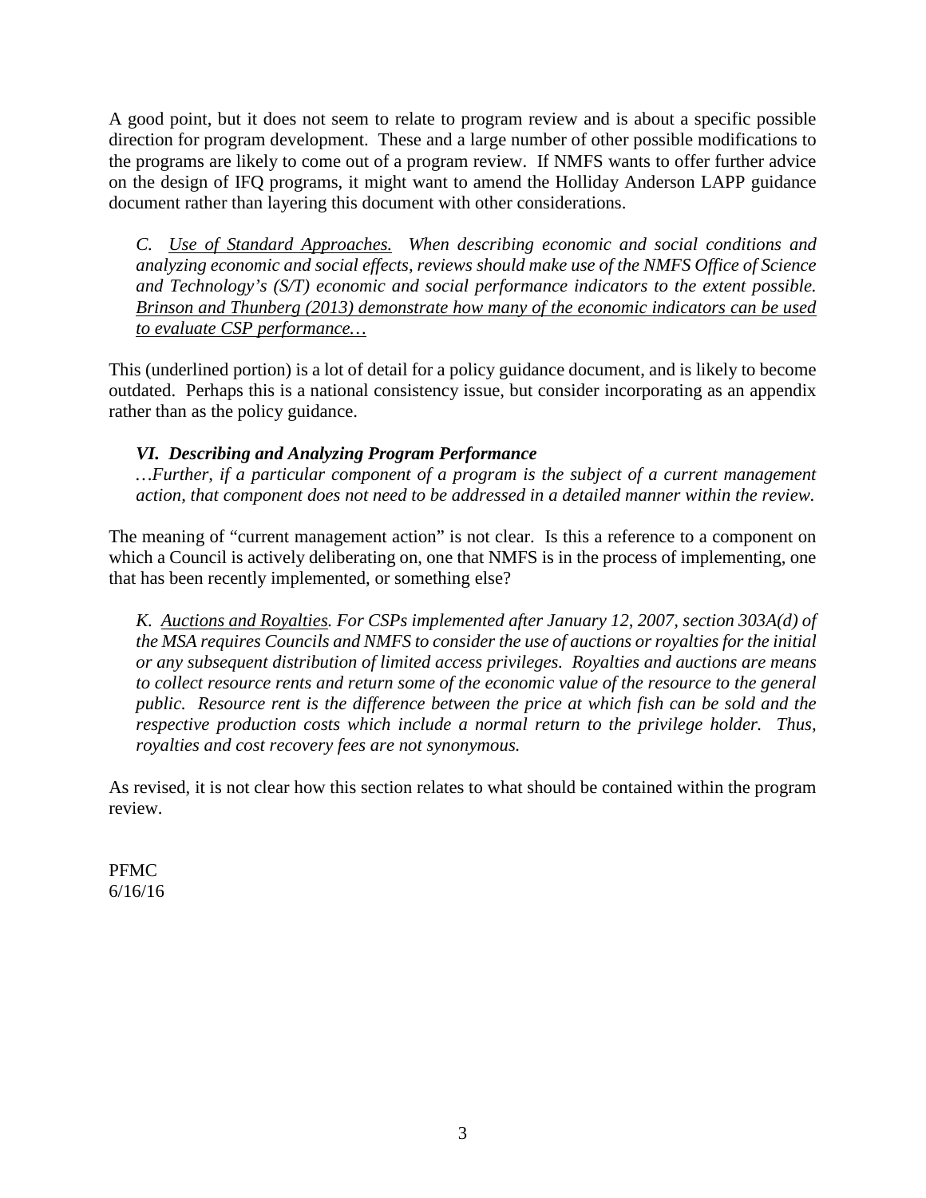A good point, but it does not seem to relate to program review and is about a specific possible direction for program development. These and a large number of other possible modifications to the programs are likely to come out of a program review. If NMFS wants to offer further advice on the design of IFQ programs, it might want to amend the Holliday Anderson LAPP guidance document rather than layering this document with other considerations.

> *C. Use of Standard Approaches. When describing economic and social conditions and analyzing economic and social effects, reviews should make use of the NMFS Office of Science and Technology's (S/T) economic and social performance indicators to the extent possible. Brinson and Thunberg (2013) demonstrate how many of the economic indicators can be used to evaluate CSP performance…*

This (underlined portion) is a lot of detail for a policy guidance document, and is likely to become outdated. Perhaps this is a national consistency issue, but consider incorporating as an appendix rather than as the policy guidance.

### *VI. Describing and Analyzing Program Performance*

> *…Further, if a particular component of a program is the subject of a current management action, that component does not need to be addressed in a detailed manner within the review.*

The meaning of "current management action" is not clear. Is this a reference to a component on which a Council is actively deliberating on, one that NMFS is in the process of implementing, one that has been recently implemented, or something else?

> *K. Auctions and Royalties. For CSPs implemented after January 12, 2007, section 303A(d) of the MSA requires Councils and NMFS to consider the use of auctions or royalties for the initial or any subsequent distribution of limited access privileges. Royalties and auctions are means to collect resource rents and return some of the economic value of the resource to the general public. Resource rent is the difference between the price at which fish can be sold and the respective production costs which include a normal return to the privilege holder. Thus, royalties and cost recovery fees are not synonymous.*

As revised, it is not clear how this section relates to what should be contained within the program review.

PFMC
6/16/16